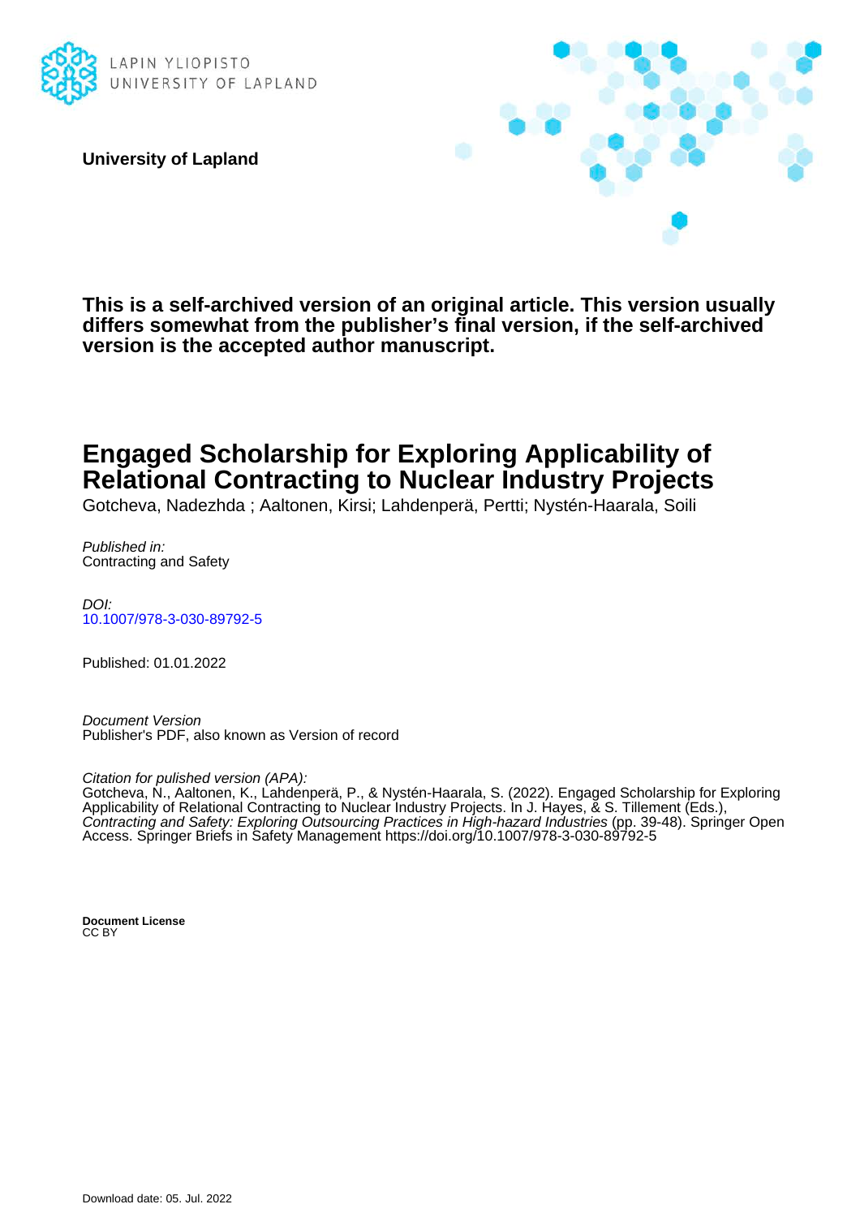LAPIN YLIOPISTO
UNIVERSITY OF LAPLAND

**University of Lapland**

**This is a self-archived version of an original article. This version usually differs somewhat from the publisher's final version, if the self-archived version is the accepted author manuscript.**

# Engaged Scholarship for Exploring Applicability of Relational Contracting to Nuclear Industry Projects

Gotcheva, Nadezhda ; Aaltonen, Kirsi; Lahdenperä, Pertti; Nystén-Haarala, Soili

*Published in:*
Contracting and Safety

*DOI:*
10.1007/978-3-030-89792-5

Published: 01.01.2022

*Document Version*
Publisher's PDF, also known as Version of record

*Citation for pulished version (APA):*
Gotcheva, N., Aaltonen, K., Lahdenperä, P., & Nystén-Haarala, S. (2022). Engaged Scholarship for Exploring Applicability of Relational Contracting to Nuclear Industry Projects. In J. Hayes, & S. Tillement (Eds.), *Contracting and Safety: Exploring Outsourcing Practices in High-hazard Industries* (pp. 39-48). Springer Open Access. Springer Briefs in Safety Management https://doi.org/10.1007/978-3-030-89792-5

**Document License**
CC BY

Download date: 05. Jul. 2022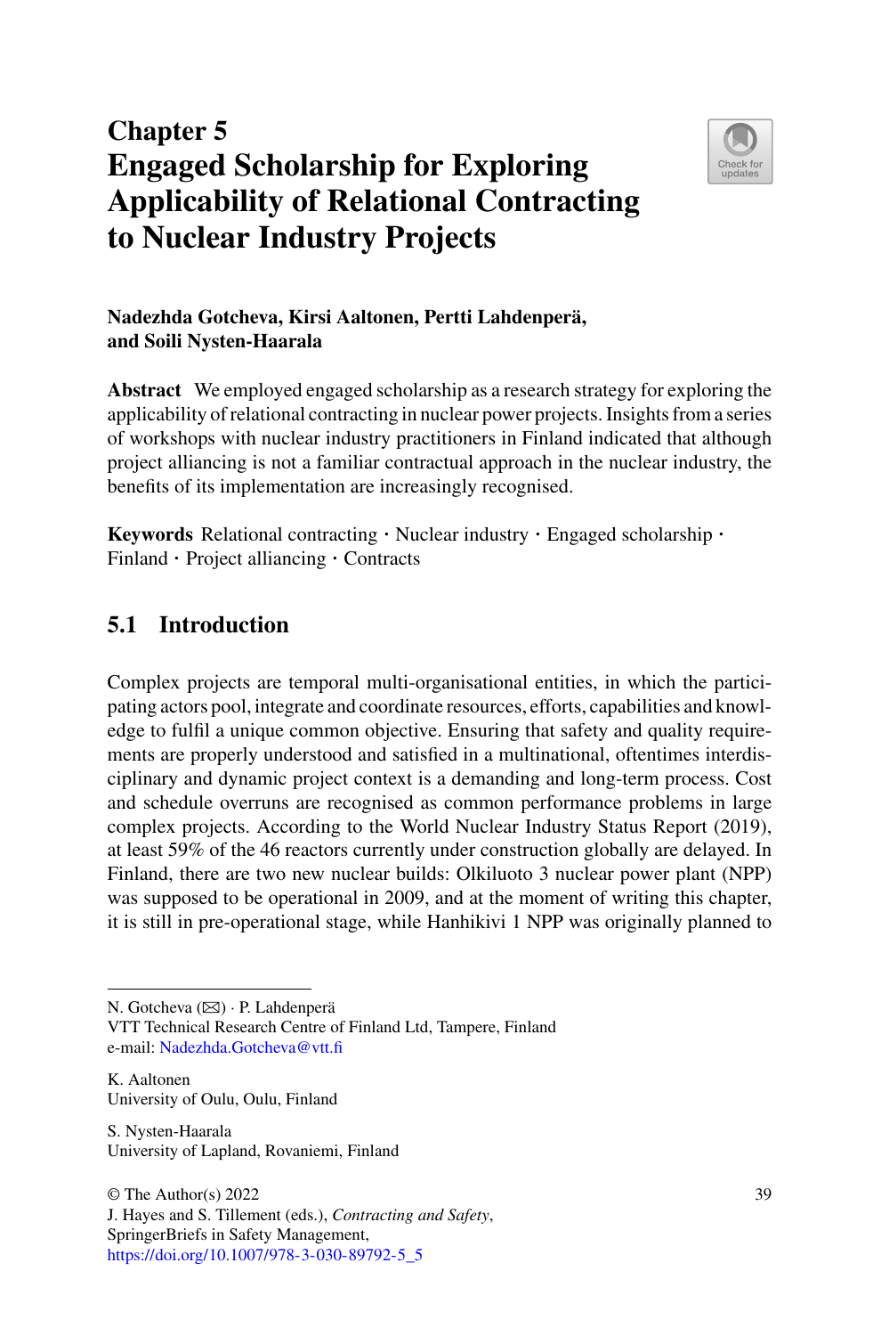# Chapter 5
# Engaged Scholarship for Exploring Applicability of Relational Contracting to Nuclear Industry Projects

**Nadezhda Gotcheva, Kirsi Aaltonen, Pertti Lahdenperä, and Soili Nysten-Haarala**

**Abstract** We employed engaged scholarship as a research strategy for exploring the applicability of relational contracting in nuclear power projects. Insights from a series of workshops with nuclear industry practitioners in Finland indicated that although project alliancing is not a familiar contractual approach in the nuclear industry, the benefits of its implementation are increasingly recognised.

**Keywords** Relational contracting · Nuclear industry · Engaged scholarship · Finland · Project alliancing · Contracts

## 5.1 Introduction

Complex projects are temporal multi-organisational entities, in which the participating actors pool, integrate and coordinate resources, efforts, capabilities and knowledge to fulfil a unique common objective. Ensuring that safety and quality requirements are properly understood and satisfied in a multinational, oftentimes interdisciplinary and dynamic project context is a demanding and long-term process. Cost and schedule overruns are recognised as common performance problems in large complex projects. According to the World Nuclear Industry Status Report (2019), at least 59% of the 46 reactors currently under construction globally are delayed. In Finland, there are two new nuclear builds: Olkiluoto 3 nuclear power plant (NPP) was supposed to be operational in 2009, and at the moment of writing this chapter, it is still in pre-operational stage, while Hanhikivi 1 NPP was originally planned to

---

N. Gotcheva (✉) · P. Lahdenperä
VTT Technical Research Centre of Finland Ltd, Tampere, Finland
e-mail: Nadezhda.Gotcheva@vtt.fi

K. Aaltonen
University of Oulu, Oulu, Finland

S. Nysten-Haarala
University of Lapland, Rovaniemi, Finland

© The Author(s) 2022
J. Hayes and S. Tillement (eds.), *Contracting and Safety*, SpringerBriefs in Safety Management,
https://doi.org/10.1007/978-3-030-89792-5_5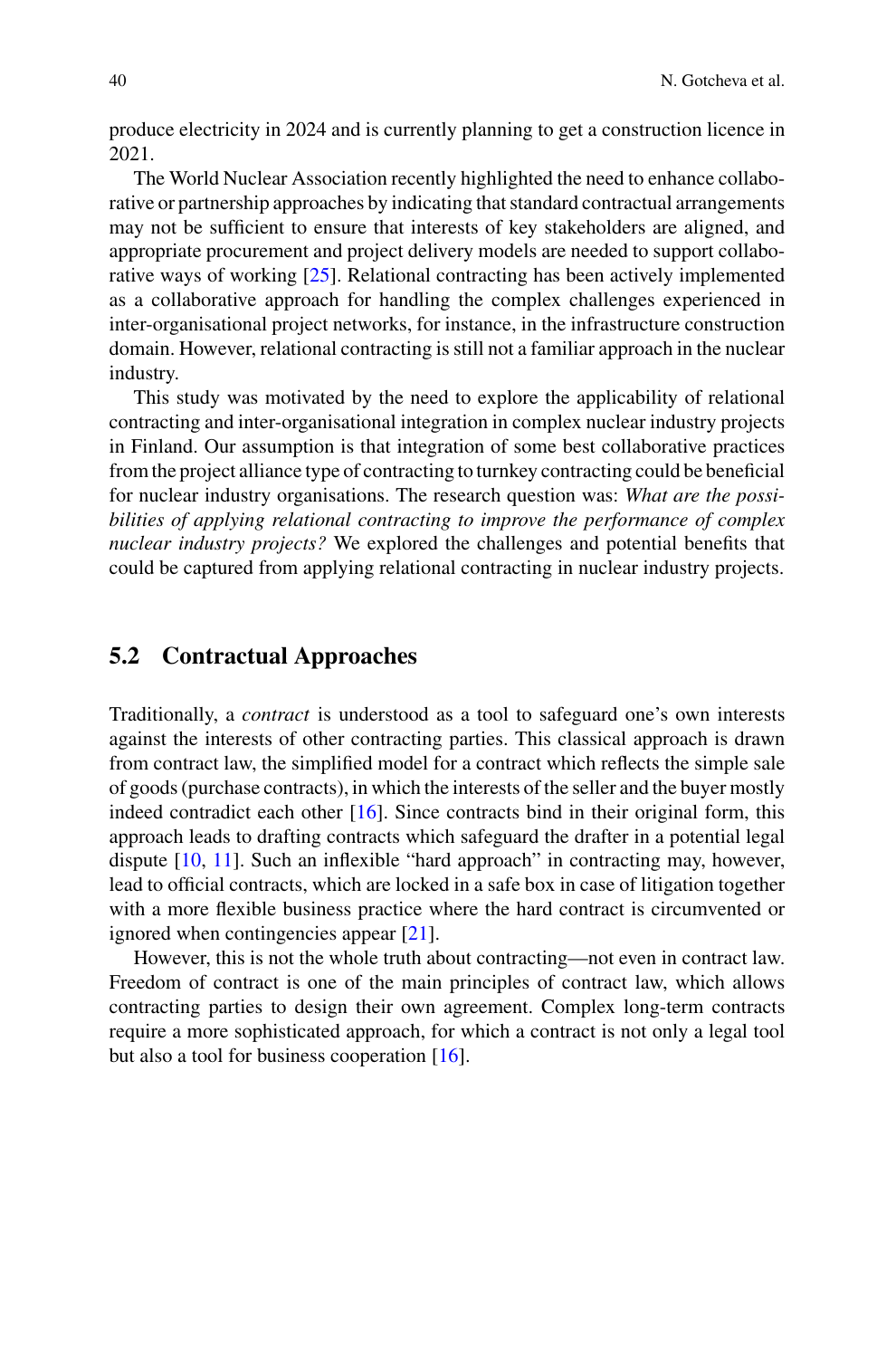produce electricity in 2024 and is currently planning to get a construction licence in 2021.

The World Nuclear Association recently highlighted the need to enhance collaborative or partnership approaches by indicating that standard contractual arrangements may not be sufficient to ensure that interests of key stakeholders are aligned, and appropriate procurement and project delivery models are needed to support collaborative ways of working [25]. Relational contracting has been actively implemented as a collaborative approach for handling the complex challenges experienced in inter-organisational project networks, for instance, in the infrastructure construction domain. However, relational contracting is still not a familiar approach in the nuclear industry.

This study was motivated by the need to explore the applicability of relational contracting and inter-organisational integration in complex nuclear industry projects in Finland. Our assumption is that integration of some best collaborative practices from the project alliance type of contracting to turnkey contracting could be beneficial for nuclear industry organisations. The research question was: *What are the possibilities of applying relational contracting to improve the performance of complex nuclear industry projects?* We explored the challenges and potential benefits that could be captured from applying relational contracting in nuclear industry projects.

## 5.2 Contractual Approaches

Traditionally, a *contract* is understood as a tool to safeguard one's own interests against the interests of other contracting parties. This classical approach is drawn from contract law, the simplified model for a contract which reflects the simple sale of goods (purchase contracts), in which the interests of the seller and the buyer mostly indeed contradict each other [16]. Since contracts bind in their original form, this approach leads to drafting contracts which safeguard the drafter in a potential legal dispute [10, 11]. Such an inflexible "hard approach" in contracting may, however, lead to official contracts, which are locked in a safe box in case of litigation together with a more flexible business practice where the hard contract is circumvented or ignored when contingencies appear [21].

However, this is not the whole truth about contracting—not even in contract law. Freedom of contract is one of the main principles of contract law, which allows contracting parties to design their own agreement. Complex long-term contracts require a more sophisticated approach, for which a contract is not only a legal tool but also a tool for business cooperation [16].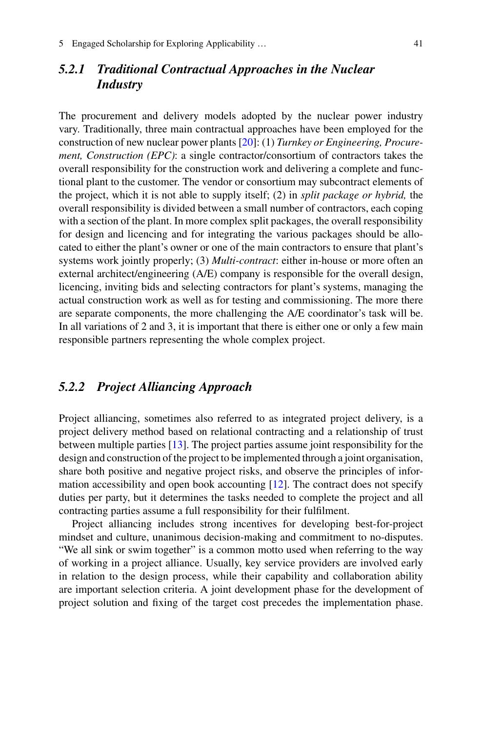### 5.2.1 Traditional Contractual Approaches in the Nuclear Industry

The procurement and delivery models adopted by the nuclear power industry vary. Traditionally, three main contractual approaches have been employed for the construction of new nuclear power plants [20]: (1) *Turnkey or Engineering, Procurement, Construction (EPC)*: a single contractor/consortium of contractors takes the overall responsibility for the construction work and delivering a complete and functional plant to the customer. The vendor or consortium may subcontract elements of the project, which it is not able to supply itself; (2) in *split package or hybrid,* the overall responsibility is divided between a small number of contractors, each coping with a section of the plant. In more complex split packages, the overall responsibility for design and licencing and for integrating the various packages should be allocated to either the plant's owner or one of the main contractors to ensure that plant's systems work jointly properly; (3) *Multi-contract*: either in-house or more often an external architect/engineering (A/E) company is responsible for the overall design, licencing, inviting bids and selecting contractors for plant's systems, managing the actual construction work as well as for testing and commissioning. The more there are separate components, the more challenging the A/E coordinator's task will be. In all variations of 2 and 3, it is important that there is either one or only a few main responsible partners representing the whole complex project.

### 5.2.2 Project Alliancing Approach

Project alliancing, sometimes also referred to as integrated project delivery, is a project delivery method based on relational contracting and a relationship of trust between multiple parties [13]. The project parties assume joint responsibility for the design and construction of the project to be implemented through a joint organisation, share both positive and negative project risks, and observe the principles of information accessibility and open book accounting [12]. The contract does not specify duties per party, but it determines the tasks needed to complete the project and all contracting parties assume a full responsibility for their fulfilment.

Project alliancing includes strong incentives for developing best-for-project mindset and culture, unanimous decision-making and commitment to no-disputes. "We all sink or swim together" is a common motto used when referring to the way of working in a project alliance. Usually, key service providers are involved early in relation to the design process, while their capability and collaboration ability are important selection criteria. A joint development phase for the development of project solution and fixing of the target cost precedes the implementation phase.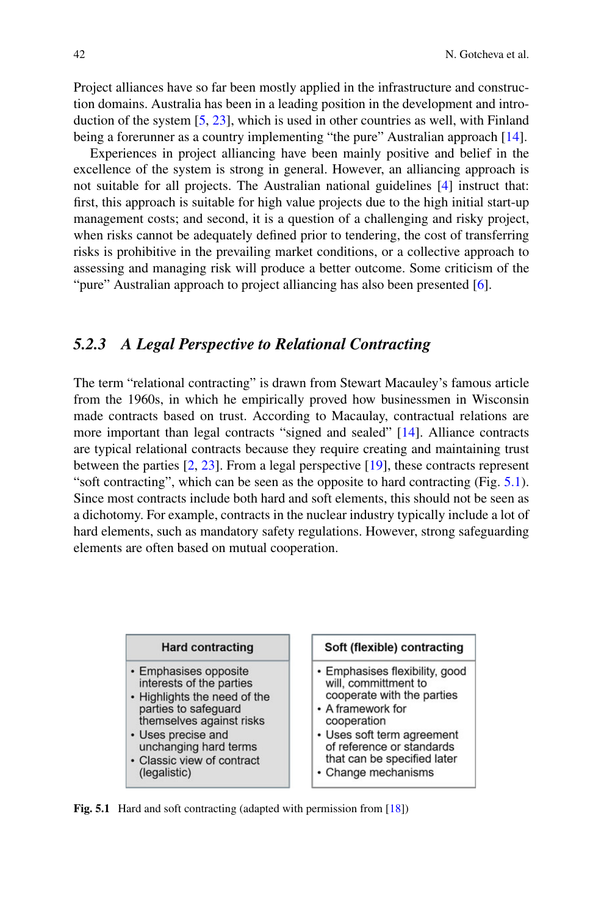Project alliances have so far been mostly applied in the infrastructure and construction domains. Australia has been in a leading position in the development and introduction of the system [5, 23], which is used in other countries as well, with Finland being a forerunner as a country implementing "the pure" Australian approach [14].

Experiences in project alliancing have been mainly positive and belief in the excellence of the system is strong in general. However, an alliancing approach is not suitable for all projects. The Australian national guidelines [4] instruct that: first, this approach is suitable for high value projects due to the high initial start-up management costs; and second, it is a question of a challenging and risky project, when risks cannot be adequately defined prior to tendering, the cost of transferring risks is prohibitive in the prevailing market conditions, or a collective approach to assessing and managing risk will produce a better outcome. Some criticism of the "pure" Australian approach to project alliancing has also been presented [6].

### 5.2.3 A Legal Perspective to Relational Contracting

The term "relational contracting" is drawn from Stewart Macauley's famous article from the 1960s, in which he empirically proved how businessmen in Wisconsin made contracts based on trust. According to Macaulay, contractual relations are more important than legal contracts "signed and sealed" [14]. Alliance contracts are typical relational contracts because they require creating and maintaining trust between the parties [2, 23]. From a legal perspective [19], these contracts represent "soft contracting", which can be seen as the opposite to hard contracting (Fig. 5.1). Since most contracts include both hard and soft elements, this should not be seen as a dichotomy. For example, contracts in the nuclear industry typically include a lot of hard elements, such as mandatory safety regulations. However, strong safeguarding elements are often based on mutual cooperation.

| Hard contracting | Soft (flexible) contracting |
| --- | --- |
| • Emphasises opposite interests of the parties<br>• Highlights the need of the parties to safeguard themselves against risks<br>• Uses precise and unchanging hard terms<br>• Classic view of contract (legalistic) | • Emphasises flexibility, good will, committment to cooperate with the parties<br>• A framework for cooperation<br>• Uses soft term agreement of reference or standards that can be specified later<br>• Change mechanisms |

**Fig. 5.1** Hard and soft contracting (adapted with permission from [18])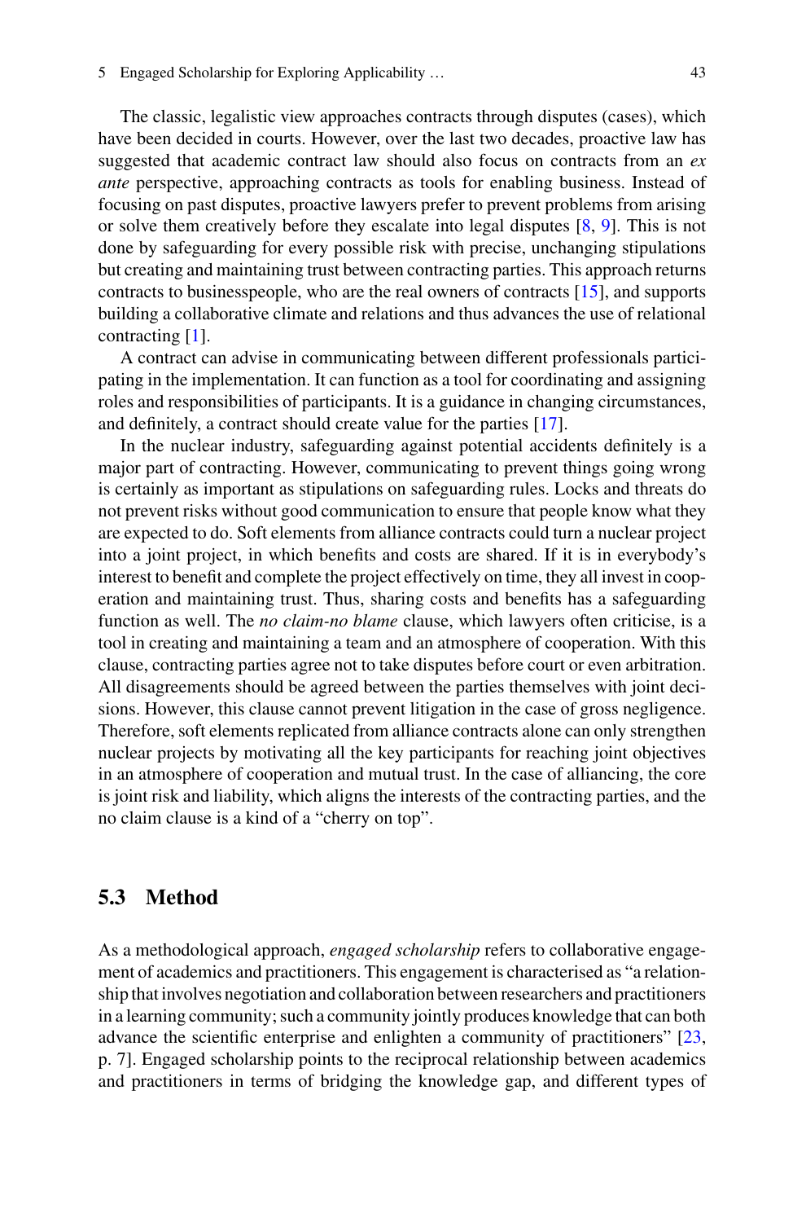The classic, legalistic view approaches contracts through disputes (cases), which have been decided in courts. However, over the last two decades, proactive law has suggested that academic contract law should also focus on contracts from an *ex ante* perspective, approaching contracts as tools for enabling business. Instead of focusing on past disputes, proactive lawyers prefer to prevent problems from arising or solve them creatively before they escalate into legal disputes [8, 9]. This is not done by safeguarding for every possible risk with precise, unchanging stipulations but creating and maintaining trust between contracting parties. This approach returns contracts to businesspeople, who are the real owners of contracts [15], and supports building a collaborative climate and relations and thus advances the use of relational contracting [1].

A contract can advise in communicating between different professionals participating in the implementation. It can function as a tool for coordinating and assigning roles and responsibilities of participants. It is a guidance in changing circumstances, and definitely, a contract should create value for the parties [17].

In the nuclear industry, safeguarding against potential accidents definitely is a major part of contracting. However, communicating to prevent things going wrong is certainly as important as stipulations on safeguarding rules. Locks and threats do not prevent risks without good communication to ensure that people know what they are expected to do. Soft elements from alliance contracts could turn a nuclear project into a joint project, in which benefits and costs are shared. If it is in everybody's interest to benefit and complete the project effectively on time, they all invest in cooperation and maintaining trust. Thus, sharing costs and benefits has a safeguarding function as well. The *no claim-no blame* clause, which lawyers often criticise, is a tool in creating and maintaining a team and an atmosphere of cooperation. With this clause, contracting parties agree not to take disputes before court or even arbitration. All disagreements should be agreed between the parties themselves with joint decisions. However, this clause cannot prevent litigation in the case of gross negligence. Therefore, soft elements replicated from alliance contracts alone can only strengthen nuclear projects by motivating all the key participants for reaching joint objectives in an atmosphere of cooperation and mutual trust. In the case of alliancing, the core is joint risk and liability, which aligns the interests of the contracting parties, and the no claim clause is a kind of a "cherry on top".

## 5.3 Method

As a methodological approach, *engaged scholarship* refers to collaborative engagement of academics and practitioners. This engagement is characterised as "a relationship that involves negotiation and collaboration between researchers and practitioners in a learning community; such a community jointly produces knowledge that can both advance the scientific enterprise and enlighten a community of practitioners" [23, p. 7]. Engaged scholarship points to the reciprocal relationship between academics and practitioners in terms of bridging the knowledge gap, and different types of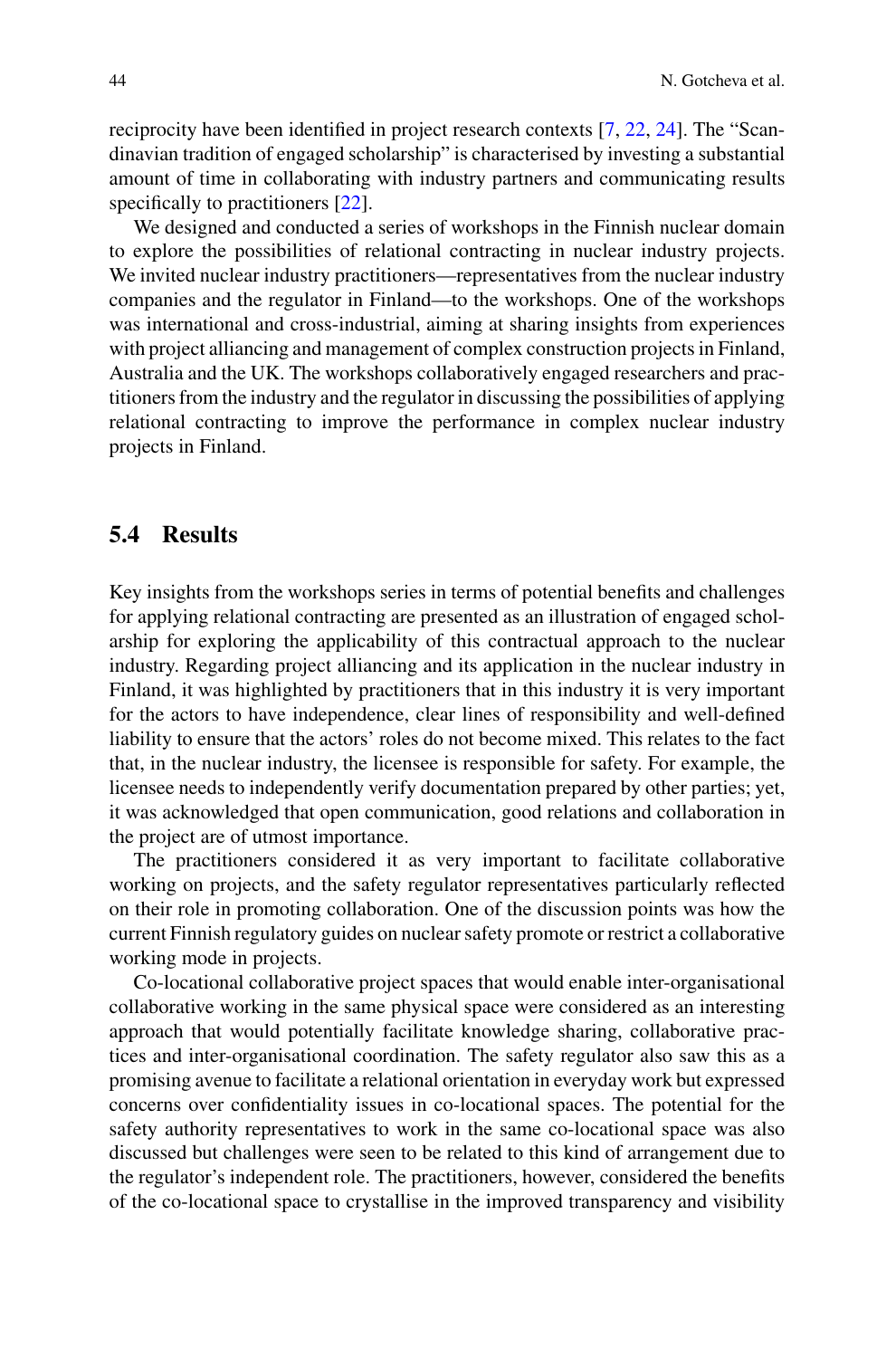reciprocity have been identified in project research contexts [7, 22, 24]. The "Scandinavian tradition of engaged scholarship" is characterised by investing a substantial amount of time in collaborating with industry partners and communicating results specifically to practitioners [22].

We designed and conducted a series of workshops in the Finnish nuclear domain to explore the possibilities of relational contracting in nuclear industry projects. We invited nuclear industry practitioners—representatives from the nuclear industry companies and the regulator in Finland—to the workshops. One of the workshops was international and cross-industrial, aiming at sharing insights from experiences with project alliancing and management of complex construction projects in Finland, Australia and the UK. The workshops collaboratively engaged researchers and practitioners from the industry and the regulator in discussing the possibilities of applying relational contracting to improve the performance in complex nuclear industry projects in Finland.

## 5.4 Results

Key insights from the workshops series in terms of potential benefits and challenges for applying relational contracting are presented as an illustration of engaged scholarship for exploring the applicability of this contractual approach to the nuclear industry. Regarding project alliancing and its application in the nuclear industry in Finland, it was highlighted by practitioners that in this industry it is very important for the actors to have independence, clear lines of responsibility and well-defined liability to ensure that the actors' roles do not become mixed. This relates to the fact that, in the nuclear industry, the licensee is responsible for safety. For example, the licensee needs to independently verify documentation prepared by other parties; yet, it was acknowledged that open communication, good relations and collaboration in the project are of utmost importance.

The practitioners considered it as very important to facilitate collaborative working on projects, and the safety regulator representatives particularly reflected on their role in promoting collaboration. One of the discussion points was how the current Finnish regulatory guides on nuclear safety promote or restrict a collaborative working mode in projects.

Co-locational collaborative project spaces that would enable inter-organisational collaborative working in the same physical space were considered as an interesting approach that would potentially facilitate knowledge sharing, collaborative practices and inter-organisational coordination. The safety regulator also saw this as a promising avenue to facilitate a relational orientation in everyday work but expressed concerns over confidentiality issues in co-locational spaces. The potential for the safety authority representatives to work in the same co-locational space was also discussed but challenges were seen to be related to this kind of arrangement due to the regulator's independent role. The practitioners, however, considered the benefits of the co-locational space to crystallise in the improved transparency and visibility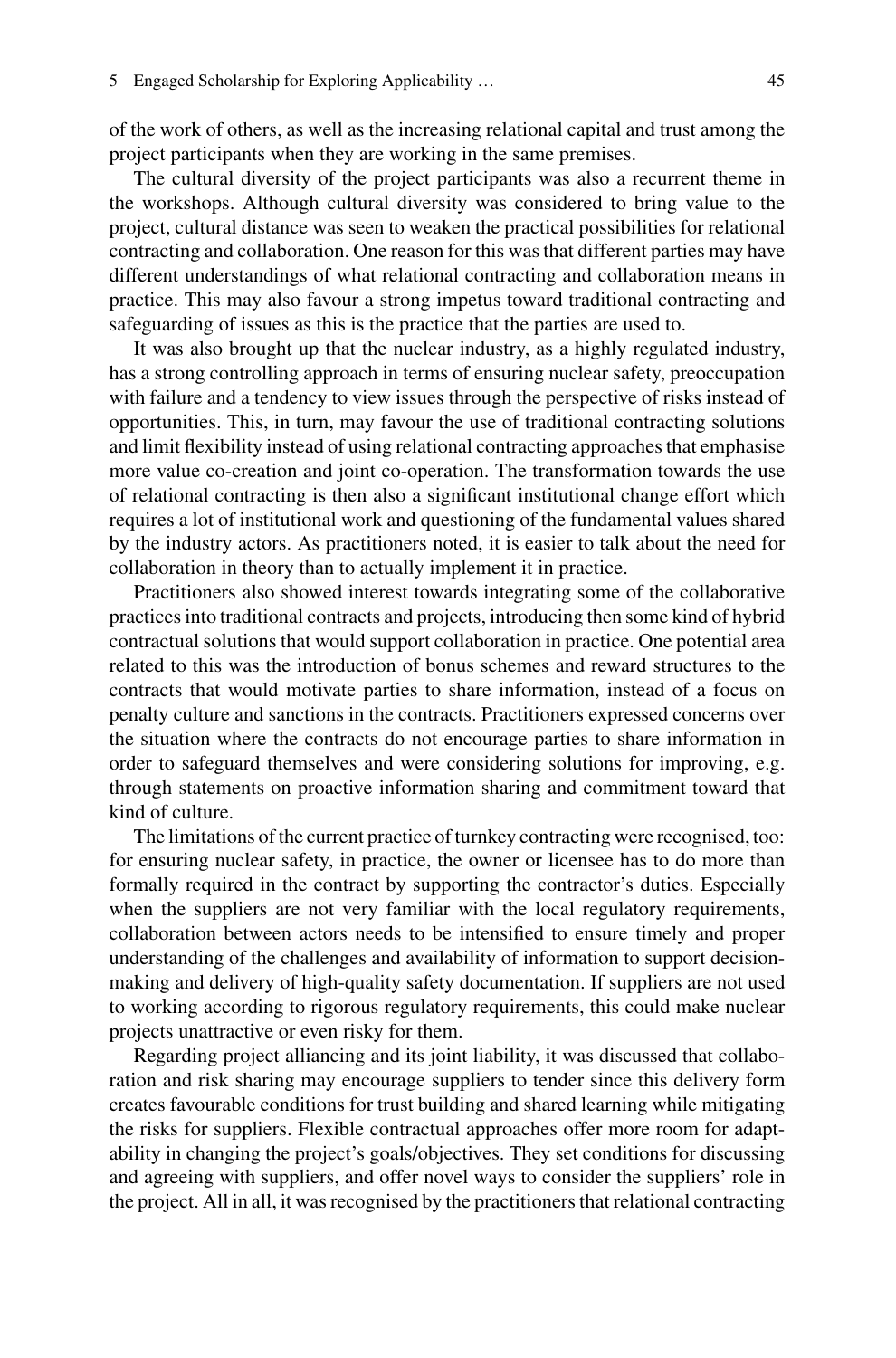of the work of others, as well as the increasing relational capital and trust among the project participants when they are working in the same premises.

The cultural diversity of the project participants was also a recurrent theme in the workshops. Although cultural diversity was considered to bring value to the project, cultural distance was seen to weaken the practical possibilities for relational contracting and collaboration. One reason for this was that different parties may have different understandings of what relational contracting and collaboration means in practice. This may also favour a strong impetus toward traditional contracting and safeguarding of issues as this is the practice that the parties are used to.

It was also brought up that the nuclear industry, as a highly regulated industry, has a strong controlling approach in terms of ensuring nuclear safety, preoccupation with failure and a tendency to view issues through the perspective of risks instead of opportunities. This, in turn, may favour the use of traditional contracting solutions and limit flexibility instead of using relational contracting approaches that emphasise more value co-creation and joint co-operation. The transformation towards the use of relational contracting is then also a significant institutional change effort which requires a lot of institutional work and questioning of the fundamental values shared by the industry actors. As practitioners noted, it is easier to talk about the need for collaboration in theory than to actually implement it in practice.

Practitioners also showed interest towards integrating some of the collaborative practices into traditional contracts and projects, introducing then some kind of hybrid contractual solutions that would support collaboration in practice. One potential area related to this was the introduction of bonus schemes and reward structures to the contracts that would motivate parties to share information, instead of a focus on penalty culture and sanctions in the contracts. Practitioners expressed concerns over the situation where the contracts do not encourage parties to share information in order to safeguard themselves and were considering solutions for improving, e.g. through statements on proactive information sharing and commitment toward that kind of culture.

The limitations of the current practice of turnkey contracting were recognised, too: for ensuring nuclear safety, in practice, the owner or licensee has to do more than formally required in the contract by supporting the contractor's duties. Especially when the suppliers are not very familiar with the local regulatory requirements, collaboration between actors needs to be intensified to ensure timely and proper understanding of the challenges and availability of information to support decision-making and delivery of high-quality safety documentation. If suppliers are not used to working according to rigorous regulatory requirements, this could make nuclear projects unattractive or even risky for them.

Regarding project alliancing and its joint liability, it was discussed that collaboration and risk sharing may encourage suppliers to tender since this delivery form creates favourable conditions for trust building and shared learning while mitigating the risks for suppliers. Flexible contractual approaches offer more room for adaptability in changing the project's goals/objectives. They set conditions for discussing and agreeing with suppliers, and offer novel ways to consider the suppliers' role in the project. All in all, it was recognised by the practitioners that relational contracting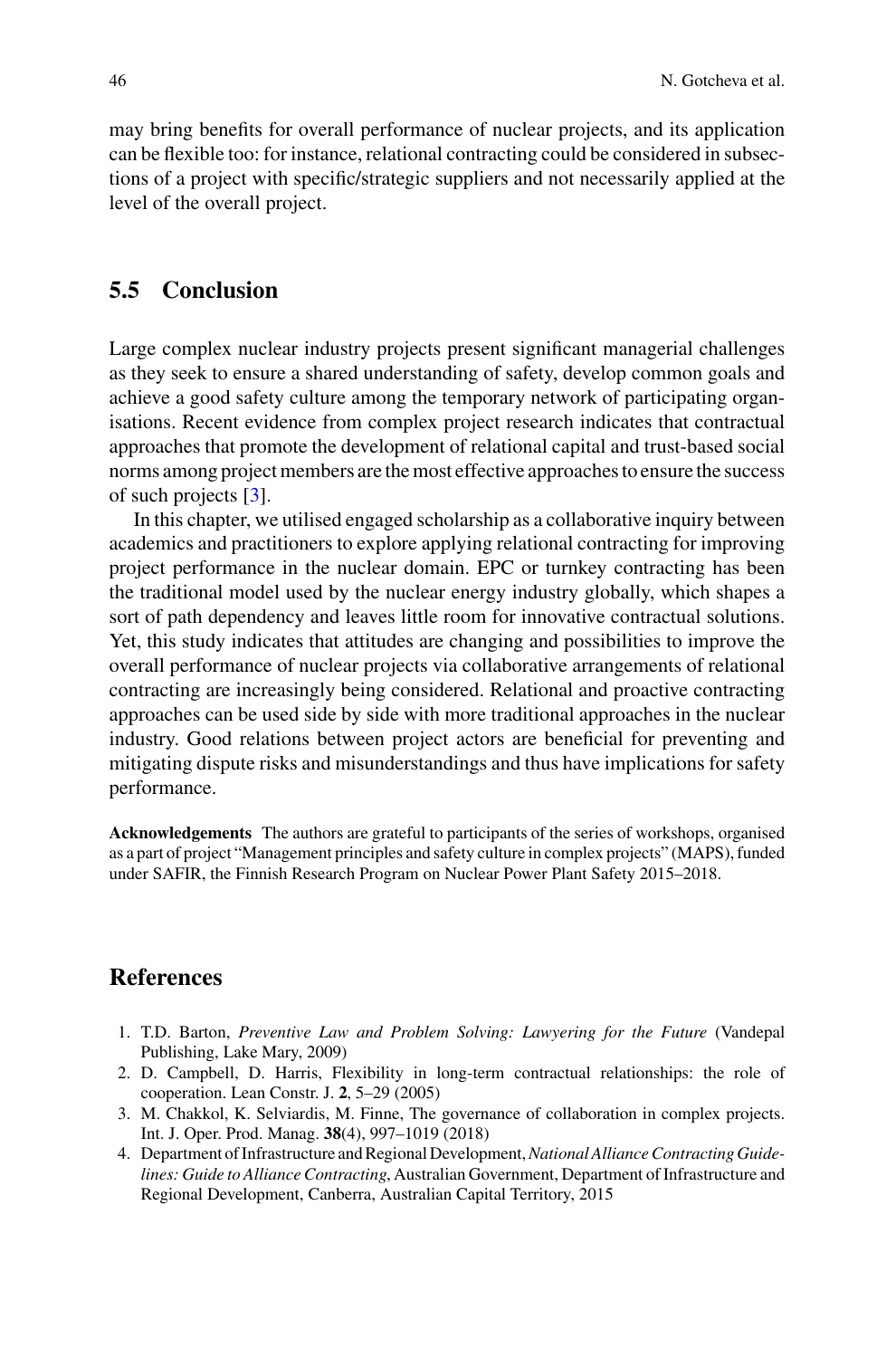may bring benefits for overall performance of nuclear projects, and its application can be flexible too: for instance, relational contracting could be considered in subsections of a project with specific/strategic suppliers and not necessarily applied at the level of the overall project.

## 5.5 Conclusion

Large complex nuclear industry projects present significant managerial challenges as they seek to ensure a shared understanding of safety, develop common goals and achieve a good safety culture among the temporary network of participating organisations. Recent evidence from complex project research indicates that contractual approaches that promote the development of relational capital and trust-based social norms among project members are the most effective approaches to ensure the success of such projects [3].

In this chapter, we utilised engaged scholarship as a collaborative inquiry between academics and practitioners to explore applying relational contracting for improving project performance in the nuclear domain. EPC or turnkey contracting has been the traditional model used by the nuclear energy industry globally, which shapes a sort of path dependency and leaves little room for innovative contractual solutions. Yet, this study indicates that attitudes are changing and possibilities to improve the overall performance of nuclear projects via collaborative arrangements of relational contracting are increasingly being considered. Relational and proactive contracting approaches can be used side by side with more traditional approaches in the nuclear industry. Good relations between project actors are beneficial for preventing and mitigating dispute risks and misunderstandings and thus have implications for safety performance.

**Acknowledgements** The authors are grateful to participants of the series of workshops, organised as a part of project "Management principles and safety culture in complex projects" (MAPS), funded under SAFIR, the Finnish Research Program on Nuclear Power Plant Safety 2015–2018.

## References

1. T.D. Barton, *Preventive Law and Problem Solving: Lawyering for the Future* (Vandepal Publishing, Lake Mary, 2009)
2. D. Campbell, D. Harris, Flexibility in long-term contractual relationships: the role of cooperation. Lean Constr. J. **2**, 5–29 (2005)
3. M. Chakkol, K. Selviardis, M. Finne, The governance of collaboration in complex projects. Int. J. Oper. Prod. Manag. **38**(4), 997–1019 (2018)
4. Department of Infrastructure and Regional Development, *National Alliance Contracting Guidelines: Guide to Alliance Contracting*, Australian Government, Department of Infrastructure and Regional Development, Canberra, Australian Capital Territory, 2015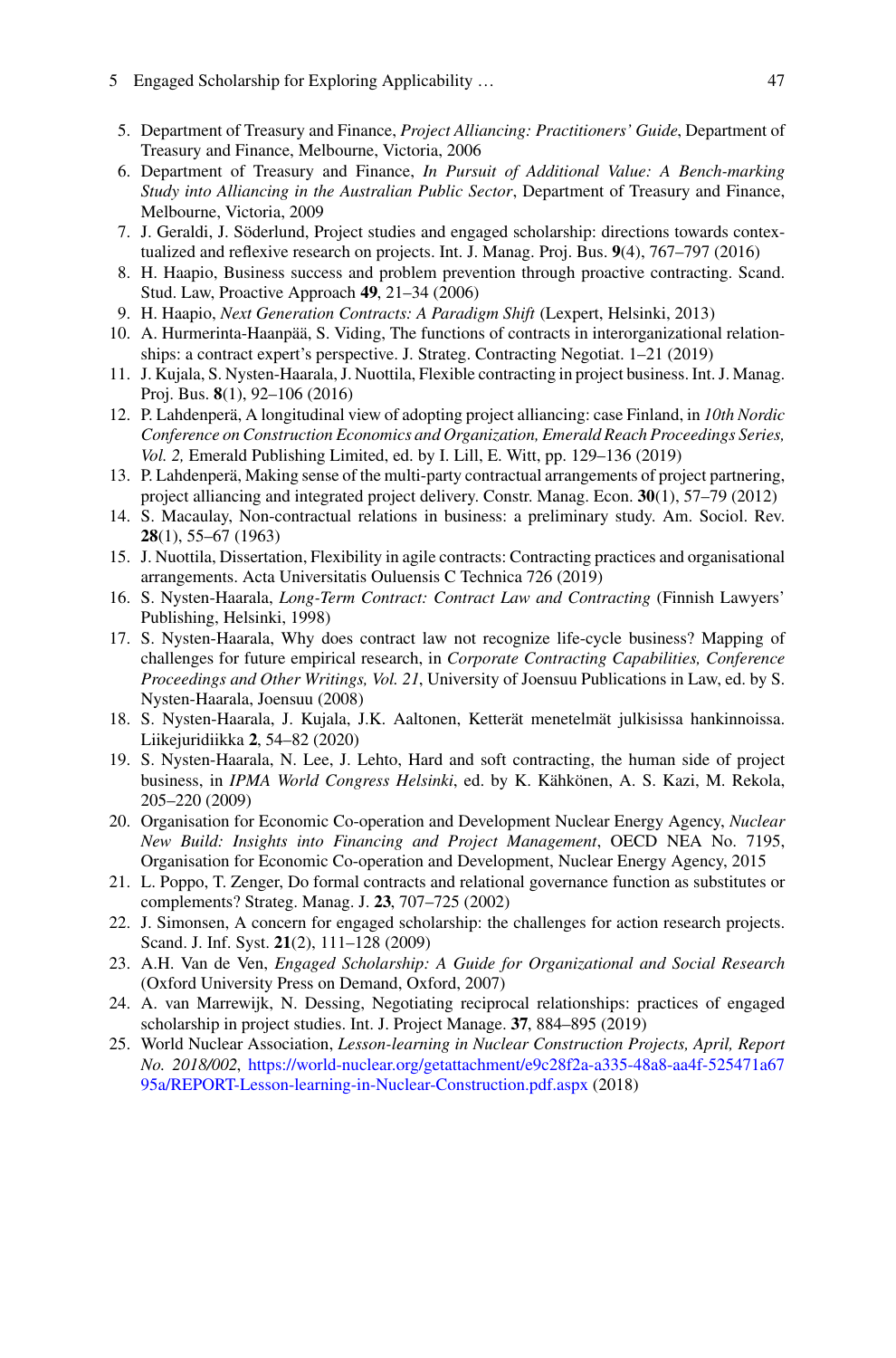5. Department of Treasury and Finance, *Project Alliancing: Practitioners' Guide*, Department of Treasury and Finance, Melbourne, Victoria, 2006
6. Department of Treasury and Finance, *In Pursuit of Additional Value: A Bench-marking Study into Alliancing in the Australian Public Sector*, Department of Treasury and Finance, Melbourne, Victoria, 2009
7. J. Geraldi, J. Söderlund, Project studies and engaged scholarship: directions towards contextualized and reflexive research on projects. Int. J. Manag. Proj. Bus. **9**(4), 767–797 (2016)
8. H. Haapio, Business success and problem prevention through proactive contracting. Scand. Stud. Law, Proactive Approach **49**, 21–34 (2006)
9. H. Haapio, *Next Generation Contracts: A Paradigm Shift* (Lexpert, Helsinki, 2013)
10. A. Hurmerinta-Haanpää, S. Viding, The functions of contracts in interorganizational relationships: a contract expert's perspective. J. Strateg. Contracting Negotiat. 1–21 (2019)
11. J. Kujala, S. Nysten-Haarala, J. Nuottila, Flexible contracting in project business. Int. J. Manag. Proj. Bus. **8**(1), 92–106 (2016)
12. P. Lahdenperä, A longitudinal view of adopting project alliancing: case Finland, in *10th Nordic Conference on Construction Economics and Organization, Emerald Reach Proceedings Series, Vol. 2,* Emerald Publishing Limited, ed. by I. Lill, E. Witt, pp. 129–136 (2019)
13. P. Lahdenperä, Making sense of the multi-party contractual arrangements of project partnering, project alliancing and integrated project delivery. Constr. Manag. Econ. **30**(1), 57–79 (2012)
14. S. Macaulay, Non-contractual relations in business: a preliminary study. Am. Sociol. Rev. **28**(1), 55–67 (1963)
15. J. Nuottila, Dissertation, Flexibility in agile contracts: Contracting practices and organisational arrangements. Acta Universitatis Ouluensis C Technica 726 (2019)
16. S. Nysten-Haarala, *Long-Term Contract: Contract Law and Contracting* (Finnish Lawyers' Publishing, Helsinki, 1998)
17. S. Nysten-Haarala, Why does contract law not recognize life-cycle business? Mapping of challenges for future empirical research, in *Corporate Contracting Capabilities, Conference Proceedings and Other Writings, Vol. 21*, University of Joensuu Publications in Law, ed. by S. Nysten-Haarala, Joensuu (2008)
18. S. Nysten-Haarala, J. Kujala, J.K. Aaltonen, Ketterät menetelmät julkisissa hankinnoissa. Liikejuridiikka **2**, 54–82 (2020)
19. S. Nysten-Haarala, N. Lee, J. Lehto, Hard and soft contracting, the human side of project business, in *IPMA World Congress Helsinki*, ed. by K. Kähkönen, A. S. Kazi, M. Rekola, 205–220 (2009)
20. Organisation for Economic Co-operation and Development Nuclear Energy Agency, *Nuclear New Build: Insights into Financing and Project Management*, OECD NEA No. 7195, Organisation for Economic Co-operation and Development, Nuclear Energy Agency, 2015
21. L. Poppo, T. Zenger, Do formal contracts and relational governance function as substitutes or complements? Strateg. Manag. J. **23**, 707–725 (2002)
22. J. Simonsen, A concern for engaged scholarship: the challenges for action research projects. Scand. J. Inf. Syst. **21**(2), 111–128 (2009)
23. A.H. Van de Ven, *Engaged Scholarship: A Guide for Organizational and Social Research* (Oxford University Press on Demand, Oxford, 2007)
24. A. van Marrewijk, N. Dessing, Negotiating reciprocal relationships: practices of engaged scholarship in project studies. Int. J. Project Manage. **37**, 884–895 (2019)
25. World Nuclear Association, *Lesson-learning in Nuclear Construction Projects, April, Report No. 2018/002*, https://world-nuclear.org/getattachment/e9c28f2a-a335-48a8-aa4f-525471a6795a/REPORT-Lesson-learning-in-Nuclear-Construction.pdf.aspx (2018)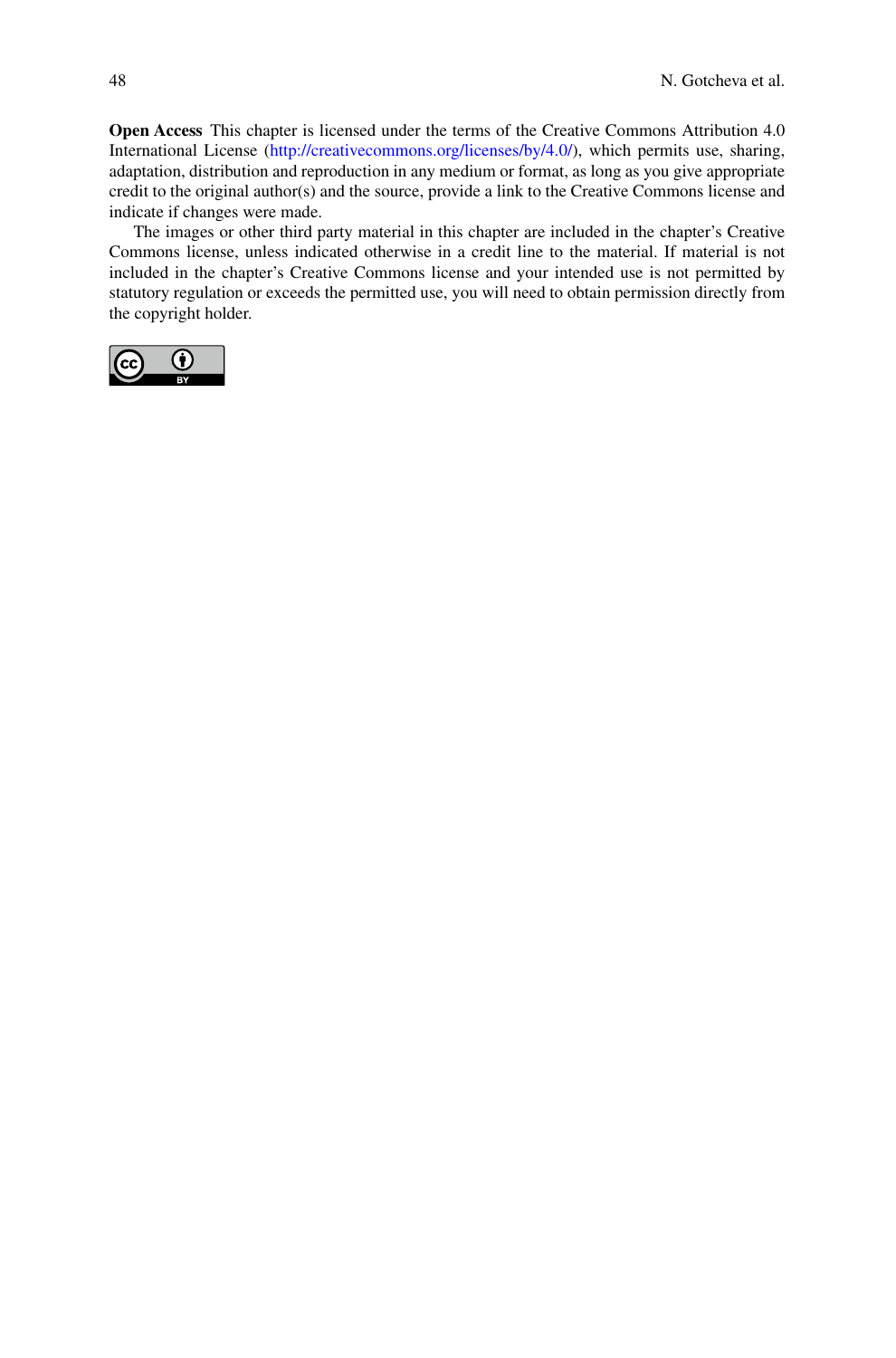**Open Access** This chapter is licensed under the terms of the Creative Commons Attribution 4.0 International License (http://creativecommons.org/licenses/by/4.0/), which permits use, sharing, adaptation, distribution and reproduction in any medium or format, as long as you give appropriate credit to the original author(s) and the source, provide a link to the Creative Commons license and indicate if changes were made.

The images or other third party material in this chapter are included in the chapter's Creative Commons license, unless indicated otherwise in a credit line to the material. If material is not included in the chapter's Creative Commons license and your intended use is not permitted by statutory regulation or exceeds the permitted use, you will need to obtain permission directly from the copyright holder.